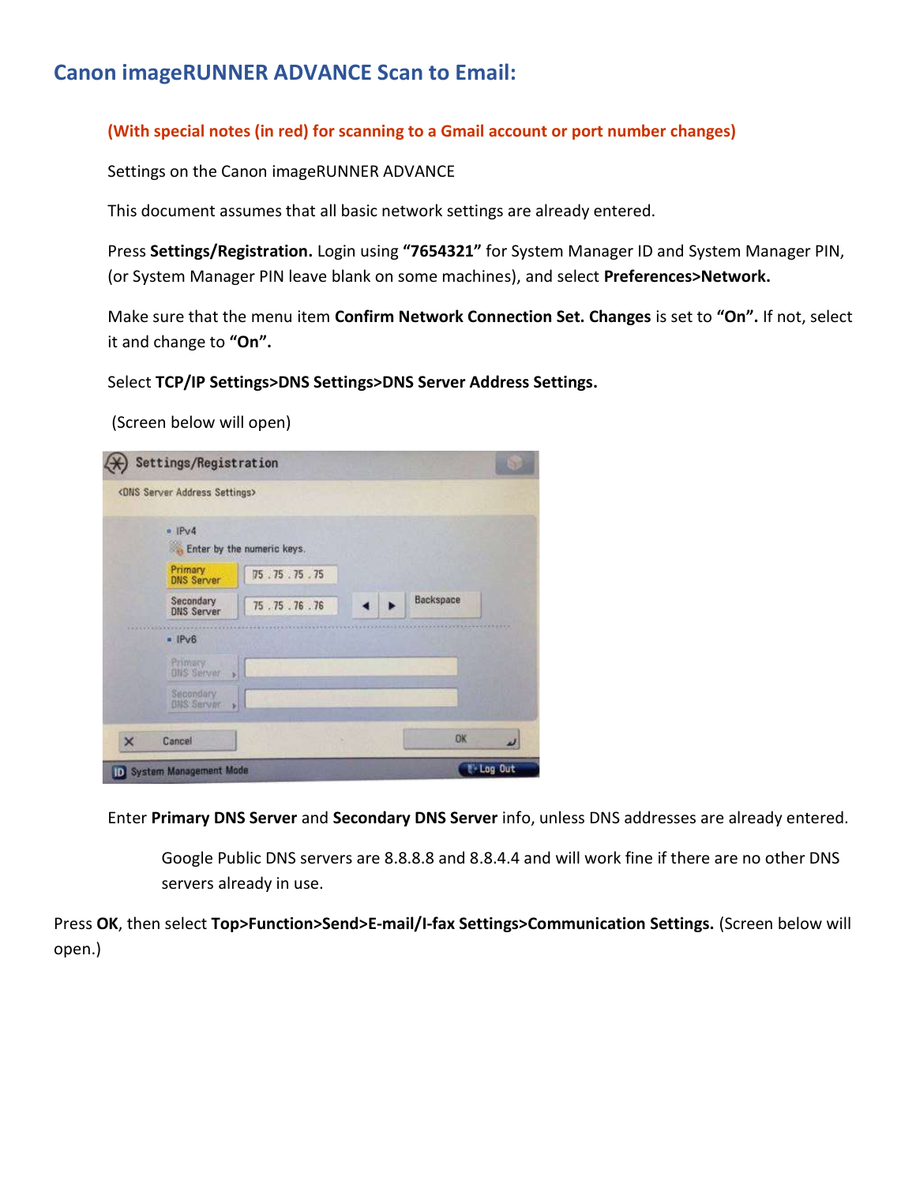# Canon imageRUNNER ADVANCE Scan to Email:

**(With special notes (in red) for scanning to a Gmail account or port number changes)**

Settings on the Canon imageRUNNER ADVANCE

This document assumes that all basic network settings are already entered.

Press **Settings/Registration.** Login using **"7654321"** for System Manager ID and System Manager PIN, (or System Manager PIN leave blank on some machines), and select **Preferences>Network.**

Make sure that the menu item **Confirm Network Connection Set. Changes** is set to **"On".** If not, select it and change to **"On".**

Select **TCP/IP Settings>DNS Settings>DNS Server Address Settings.**

(Screen below will open)

Enter **Primary DNS Server** and **Secondary DNS Server** info, unless DNS addresses are already entered.

Google Public DNS servers are 8.8.8.8 and 8.8.4.4 and will work fine if there are no other DNS servers already in use.

Press **OK**, then select **Top>Function>Send>E-mail/I-fax Settings>Communication Settings.** (Screen below will open.)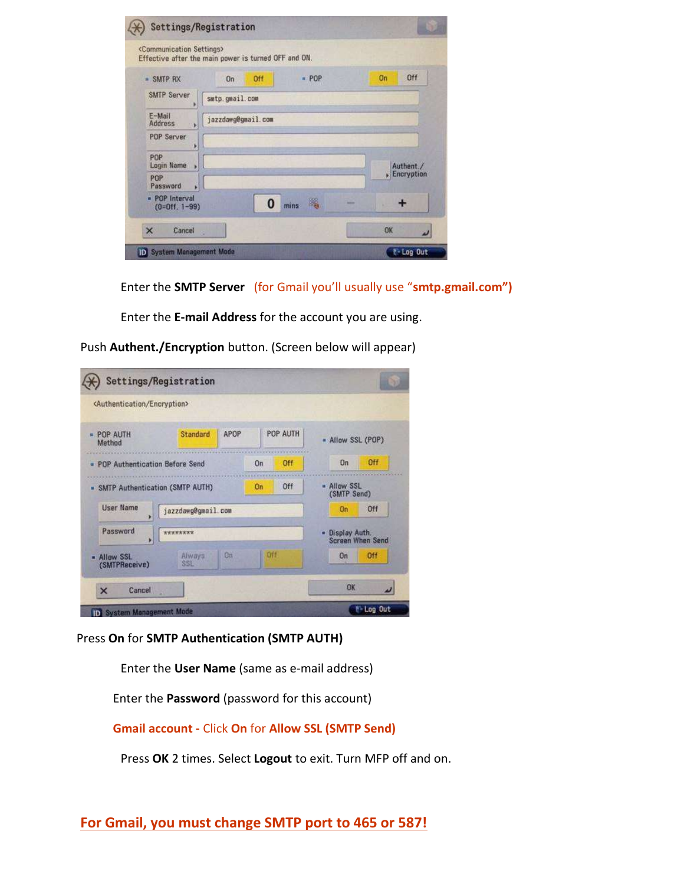Enter the **SMTP Server** (for Gmail you'll usually use "**smtp.gmail.com"**)

Enter the **E-mail Address** for the account you are using.

Push **Authent./Encryption** button. (Screen below will appear)

Press **On** for **SMTP Authentication (SMTP AUTH)**

Enter the **User Name** (same as e-mail address)

Enter the **Password** (password for this account)

**Gmail account -** Click **On** for **Allow SSL (SMTP Send)**

Press **OK** 2 times. Select **Logout** to exit. Turn MFP off and on.

**For Gmail, you must change SMTP port to 465 or 587!**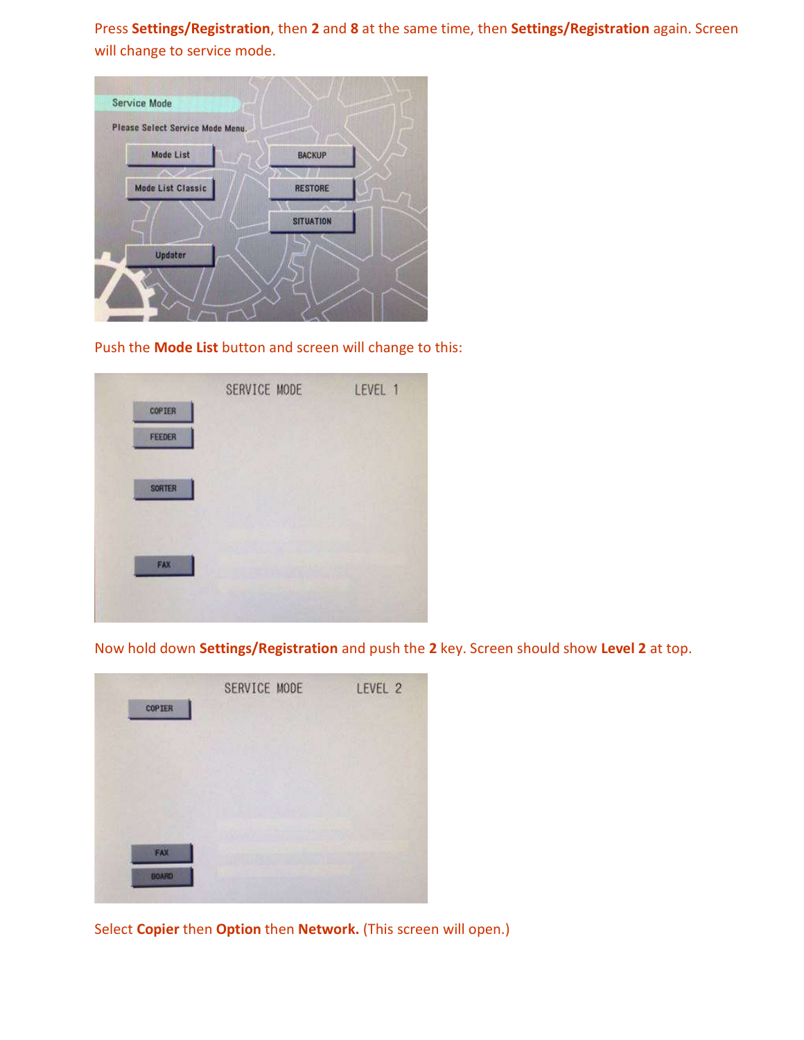Press **Settings/Registration**, then **2** and **8** at the same time, then **Settings/Registration** again. Screen will change to service mode.

Push the **Mode List** button and screen will change to this:

Now hold down **Settings/Registration** and push the **2** key. Screen should show **Level 2** at top.

Select **Copier** then **Option** then **Network.** (This screen will open.)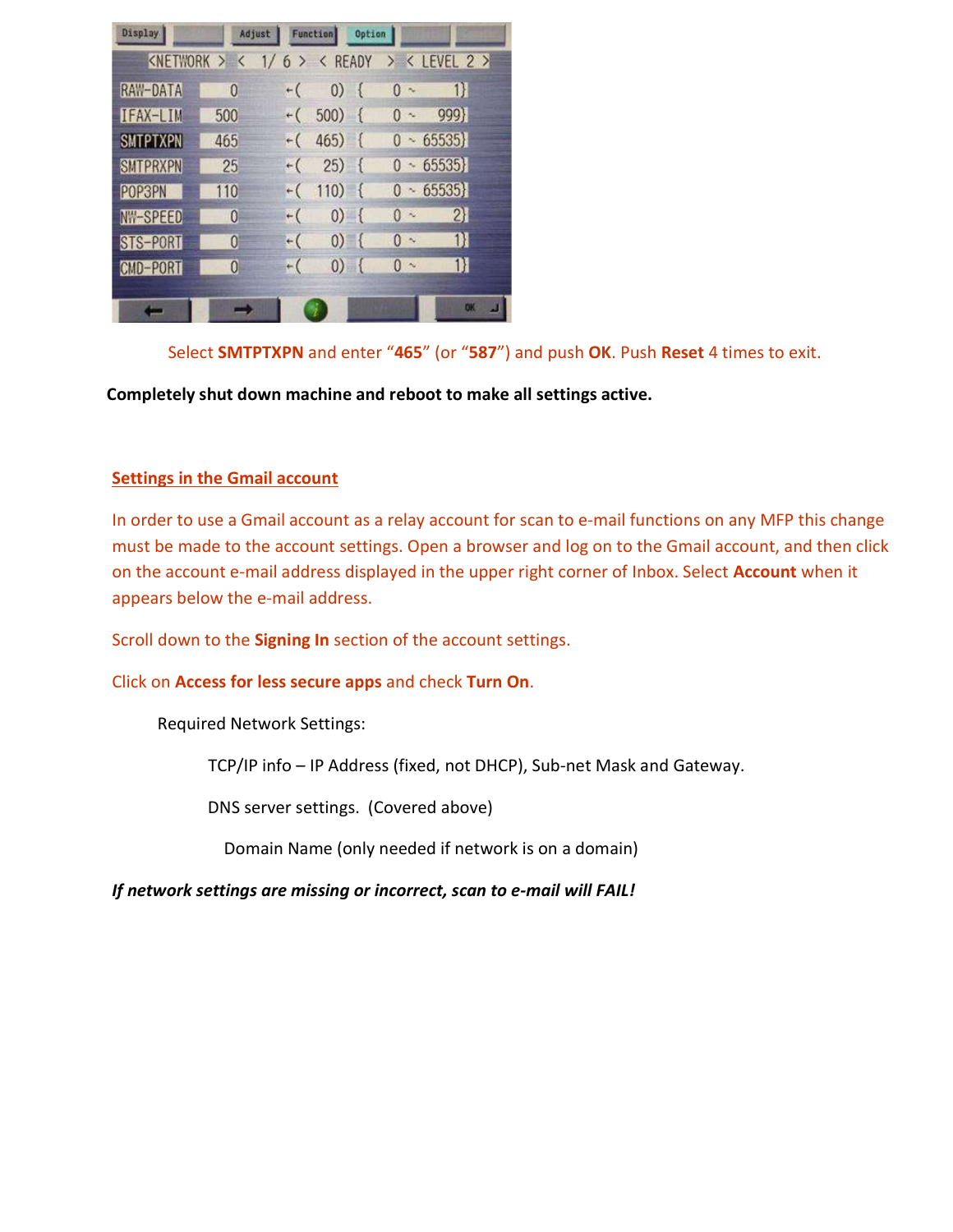| Display | | Adjust | Function | Option | | |
|---|---|---|---|---|---|---|

<NETWORK > < 1/ 6 > < READY > < LEVEL 2 >

| | | | |
|---|---|---|---|
| RAW-DATA | 0 | ←( 0) | { 0 ~ 1} |
| IFAX-LIM | 500 | ←( 500) | { 0 ~ 999} |
| SMTPTXPN | 465 | ←( 465) | { 0 ~ 65535} |
| SMTPRXPN | 25 | ←( 25) | { 0 ~ 65535} |
| POP3PN | 110 | ←( 110) | { 0 ~ 65535} |
| NW-SPEED | 0 | ←( 0) | { 0 ~ 2} |
| STS-PORT | 0 | ←( 0) | { 0 ~ 1} |
| CMD-PORT | 0 | ←( 0) | { 0 ~ 1} |

Select **SMTPTXPN** and enter "**465**" (or "**587**") and push **OK**. Push **Reset** 4 times to exit.

**Completely shut down machine and reboot to make all settings active.**

## Settings in the Gmail account

In order to use a Gmail account as a relay account for scan to e-mail functions on any MFP this change must be made to the account settings. Open a browser and log on to the Gmail account, and then click on the account e-mail address displayed in the upper right corner of Inbox. Select **Account** when it appears below the e-mail address.

Scroll down to the **Signing In** section of the account settings.

Click on **Access for less secure apps** and check **Turn On**.

Required Network Settings:

TCP/IP info – IP Address (fixed, not DHCP), Sub-net Mask and Gateway.

DNS server settings. (Covered above)

Domain Name (only needed if network is on a domain)

***If network settings are missing or incorrect, scan to e-mail will FAIL!***